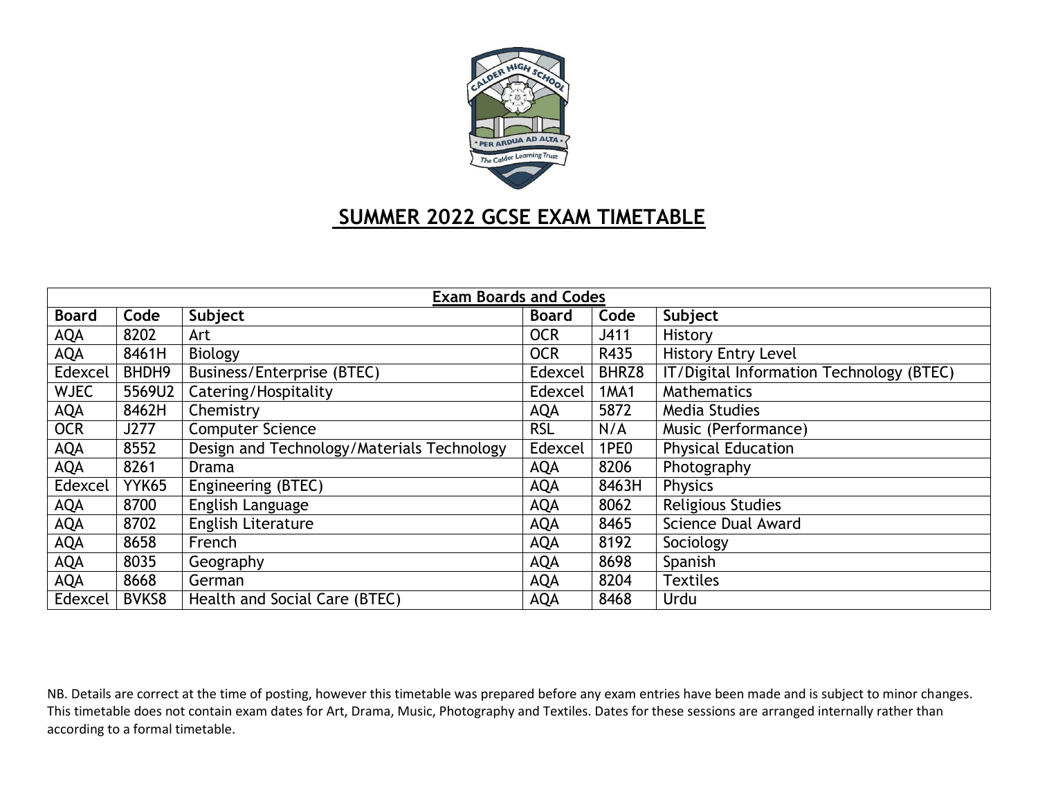# SUMMER 2022 GCSE EXAM TIMETABLE

| **Exam Boards and Codes** | | | | | |
|---|---|---|---|---|---|
| **Board** | **Code** | **Subject** | **Board** | **Code** | **Subject** |
| AQA | 8202 | Art | OCR | J411 | History |
| AQA | 8461H | Biology | OCR | R435 | History Entry Level |
| Edexcel | BHDH9 | Business/Enterprise (BTEC) | Edexcel | BHRZ8 | IT/Digital Information Technology (BTEC) |
| WJEC | 5569U2 | Catering/Hospitality | Edexcel | 1MA1 | Mathematics |
| AQA | 8462H | Chemistry | AQA | 5872 | Media Studies |
| OCR | J277 | Computer Science | RSL | N/A | Music (Performance) |
| AQA | 8552 | Design and Technology/Materials Technology | Edexcel | 1PE0 | Physical Education |
| AQA | 8261 | Drama | AQA | 8206 | Photography |
| Edexcel | YYK65 | Engineering (BTEC) | AQA | 8463H | Physics |
| AQA | 8700 | English Language | AQA | 8062 | Religious Studies |
| AQA | 8702 | English Literature | AQA | 8465 | Science Dual Award |
| AQA | 8658 | French | AQA | 8192 | Sociology |
| AQA | 8035 | Geography | AQA | 8698 | Spanish |
| AQA | 8668 | German | AQA | 8204 | Textiles |
| Edexcel | BVKS8 | Health and Social Care (BTEC) | AQA | 8468 | Urdu |

NB. Details are correct at the time of posting, however this timetable was prepared before any exam entries have been made and is subject to minor changes. This timetable does not contain exam dates for Art, Drama, Music, Photography and Textiles. Dates for these sessions are arranged internally rather than according to a formal timetable.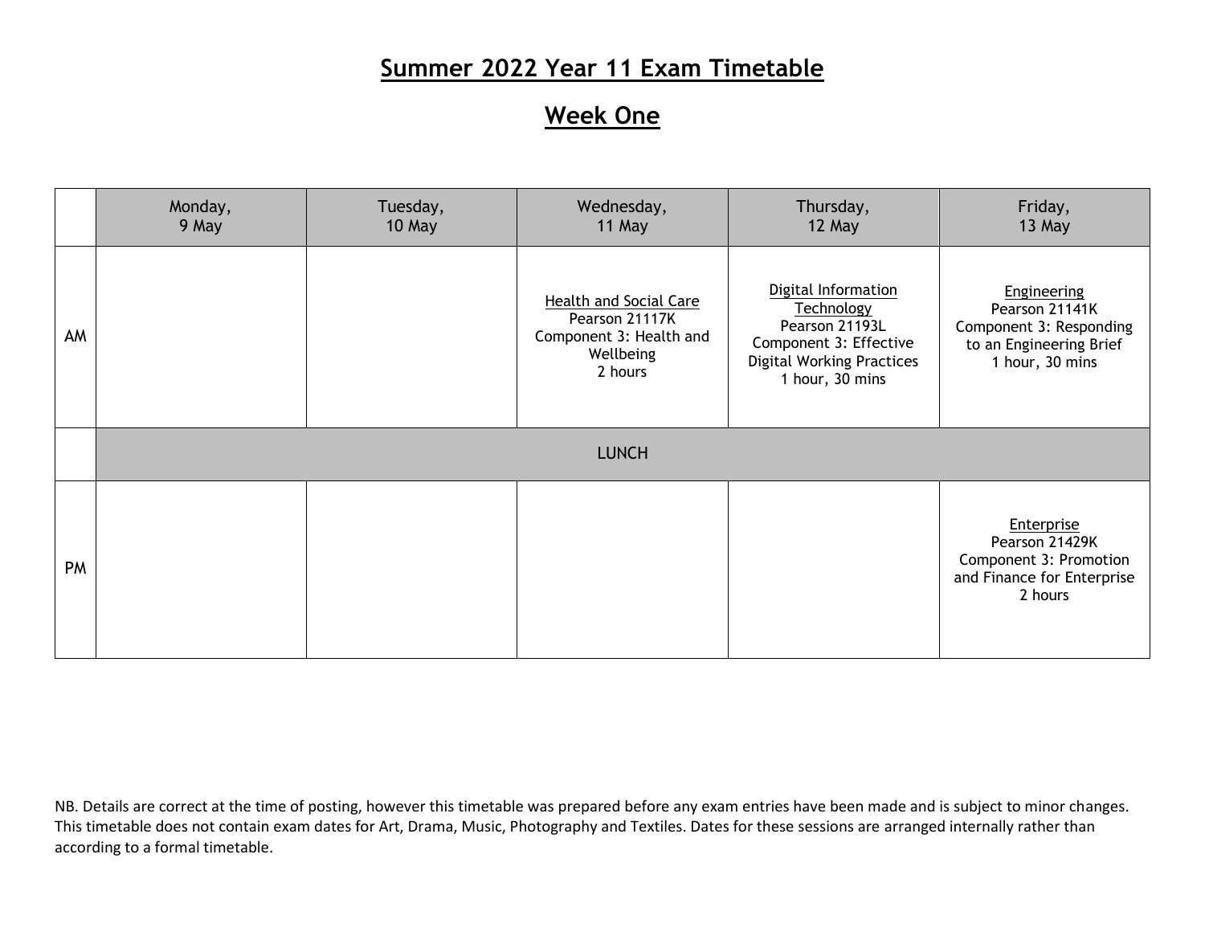# Summer 2022 Year 11 Exam Timetable

## Week One

| | Monday, 9 May | Tuesday, 10 May | Wednesday, 11 May | Thursday, 12 May | Friday, 13 May |
|---|---|---|---|---|---|
| AM | | | Health and Social Care<br>Pearson 21117K<br>Component 3: Health and Wellbeing<br>2 hours | Digital Information Technology<br>Pearson 21193L<br>Component 3: Effective Digital Working Practices<br>1 hour, 30 mins | Engineering<br>Pearson 21141K<br>Component 3: Responding to an Engineering Brief<br>1 hour, 30 mins |
| | LUNCH | | | | |
| PM | | | | | Enterprise<br>Pearson 21429K<br>Component 3: Promotion and Finance for Enterprise<br>2 hours |

NB. Details are correct at the time of posting, however this timetable was prepared before any exam entries have been made and is subject to minor changes. This timetable does not contain exam dates for Art, Drama, Music, Photography and Textiles. Dates for these sessions are arranged internally rather than according to a formal timetable.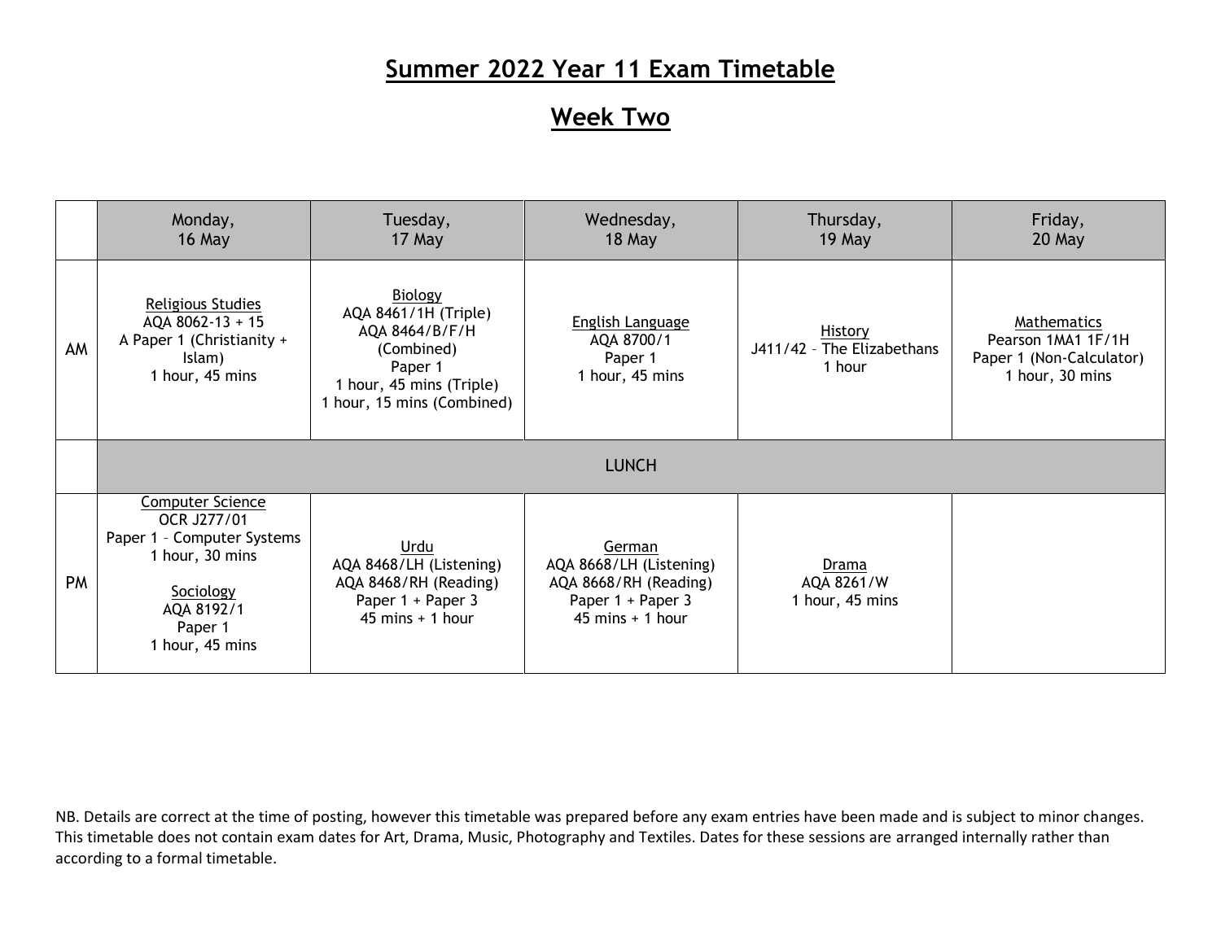# Summer 2022 Year 11 Exam Timetable

## Week Two

| | Monday, 16 May | Tuesday, 17 May | Wednesday, 18 May | Thursday, 19 May | Friday, 20 May |
|---|---|---|---|---|---|
| AM | Religious Studies<br>AQA 8062-13 + 15<br>A Paper 1 (Christianity + Islam)<br>1 hour, 45 mins | Biology<br>AQA 8461/1H (Triple)<br>AQA 8464/B/F/H (Combined)<br>Paper 1<br>1 hour, 45 mins (Triple)<br>1 hour, 15 mins (Combined) | English Language<br>AQA 8700/1<br>Paper 1<br>1 hour, 45 mins | History<br>J411/42 – The Elizabethans<br>1 hour | Mathematics<br>Pearson 1MA1 1F/1H<br>Paper 1 (Non-Calculator)<br>1 hour, 30 mins |
| | LUNCH | | | | |
| PM | Computer Science<br>OCR J277/01<br>Paper 1 – Computer Systems<br>1 hour, 30 mins<br><br>Sociology<br>AQA 8192/1<br>Paper 1<br>1 hour, 45 mins | Urdu<br>AQA 8468/LH (Listening)<br>AQA 8468/RH (Reading)<br>Paper 1 + Paper 3<br>45 mins + 1 hour | German<br>AQA 8668/LH (Listening)<br>AQA 8668/RH (Reading)<br>Paper 1 + Paper 3<br>45 mins + 1 hour | Drama<br>AQA 8261/W<br>1 hour, 45 mins | |

NB. Details are correct at the time of posting, however this timetable was prepared before any exam entries have been made and is subject to minor changes. This timetable does not contain exam dates for Art, Drama, Music, Photography and Textiles. Dates for these sessions are arranged internally rather than according to a formal timetable.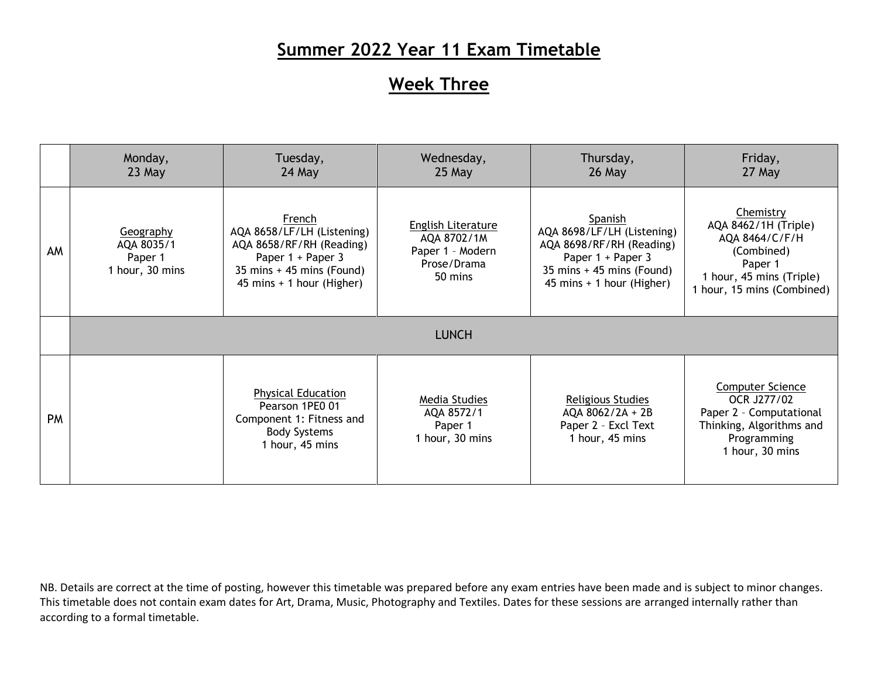# Summer 2022 Year 11 Exam Timetable

## Week Three

| | Monday, 23 May | Tuesday, 24 May | Wednesday, 25 May | Thursday, 26 May | Friday, 27 May |
|---|---|---|---|---|---|
| AM | Geography<br>AQA 8035/1<br>Paper 1<br>1 hour, 30 mins | French<br>AQA 8658/LF/LH (Listening)<br>AQA 8658/RF/RH (Reading)<br>Paper 1 + Paper 3<br>35 mins + 45 mins (Found)<br>45 mins + 1 hour (Higher) | English Literature<br>AQA 8702/1M<br>Paper 1 – Modern Prose/Drama<br>50 mins | Spanish<br>AQA 8698/LF/LH (Listening)<br>AQA 8698/RF/RH (Reading)<br>Paper 1 + Paper 3<br>35 mins + 45 mins (Found)<br>45 mins + 1 hour (Higher) | Chemistry<br>AQA 8462/1H (Triple)<br>AQA 8464/C/F/H (Combined)<br>Paper 1<br>1 hour, 45 mins (Triple)<br>1 hour, 15 mins (Combined) |
| | LUNCH | | | | |
| PM | | Physical Education<br>Pearson 1PE0 01<br>Component 1: Fitness and Body Systems<br>1 hour, 45 mins | Media Studies<br>AQA 8572/1<br>Paper 1<br>1 hour, 30 mins | Religious Studies<br>AQA 8062/2A + 2B<br>Paper 2 – Excl Text<br>1 hour, 45 mins | Computer Science<br>OCR J277/02<br>Paper 2 – Computational Thinking, Algorithms and Programming<br>1 hour, 30 mins |

NB. Details are correct at the time of posting, however this timetable was prepared before any exam entries have been made and is subject to minor changes. This timetable does not contain exam dates for Art, Drama, Music, Photography and Textiles. Dates for these sessions are arranged internally rather than according to a formal timetable.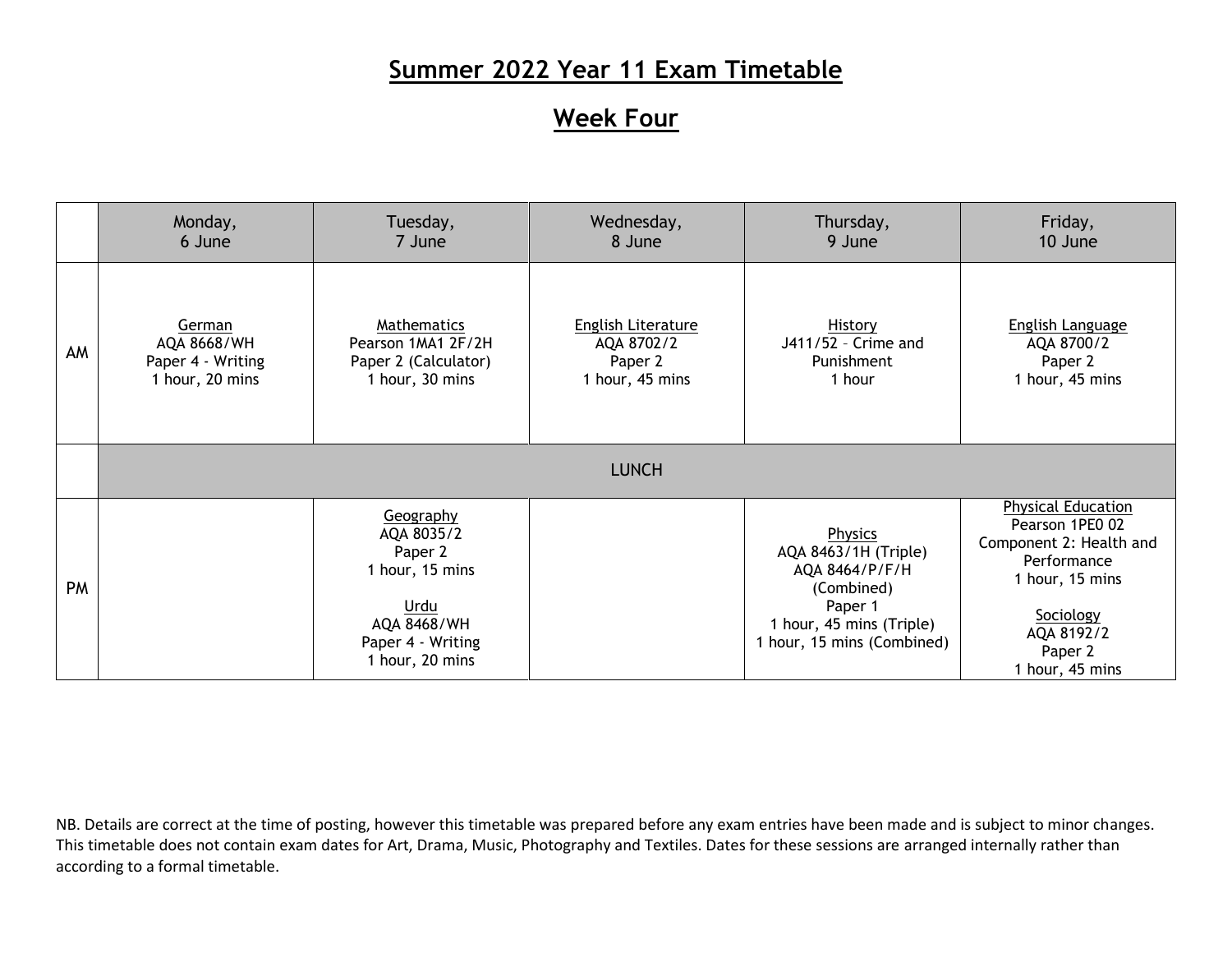# Summer 2022 Year 11 Exam Timetable

## Week Four

| | Monday, 6 June | Tuesday, 7 June | Wednesday, 8 June | Thursday, 9 June | Friday, 10 June |
|---|---|---|---|---|---|
| AM | German<br>AQA 8668/WH<br>Paper 4 - Writing<br>1 hour, 20 mins | Mathematics<br>Pearson 1MA1 2F/2H<br>Paper 2 (Calculator)<br>1 hour, 30 mins | English Literature<br>AQA 8702/2<br>Paper 2<br>1 hour, 45 mins | History<br>J411/52 – Crime and Punishment<br>1 hour | English Language<br>AQA 8700/2<br>Paper 2<br>1 hour, 45 mins |
| | LUNCH | | | | |
| PM | | Geography<br>AQA 8035/2<br>Paper 2<br>1 hour, 15 mins<br><br>Urdu<br>AQA 8468/WH<br>Paper 4 - Writing<br>1 hour, 20 mins | | Physics<br>AQA 8463/1H (Triple)<br>AQA 8464/P/F/H (Combined)<br>Paper 1<br>1 hour, 45 mins (Triple)<br>1 hour, 15 mins (Combined) | Physical Education<br>Pearson 1PE0 02<br>Component 2: Health and Performance<br>1 hour, 15 mins<br><br>Sociology<br>AQA 8192/2<br>Paper 2<br>1 hour, 45 mins |

NB. Details are correct at the time of posting, however this timetable was prepared before any exam entries have been made and is subject to minor changes. This timetable does not contain exam dates for Art, Drama, Music, Photography and Textiles. Dates for these sessions are arranged internally rather than according to a formal timetable.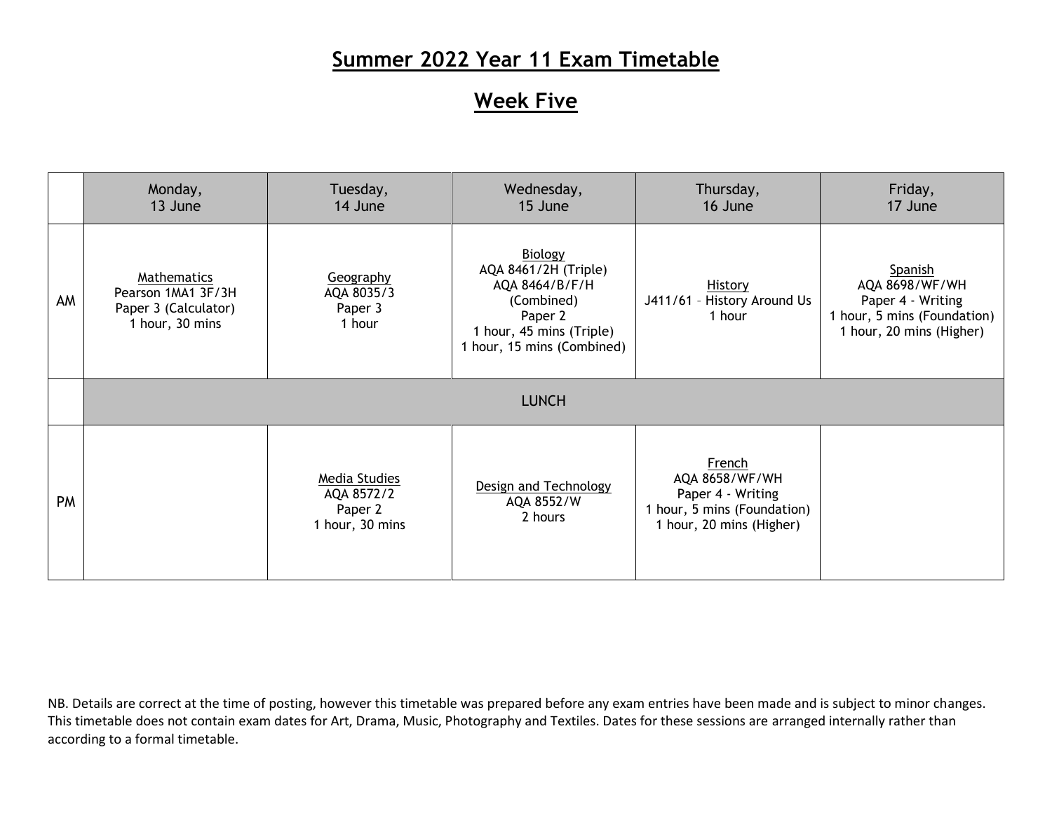# Summer 2022 Year 11 Exam Timetable

## Week Five

| | Monday, 13 June | Tuesday, 14 June | Wednesday, 15 June | Thursday, 16 June | Friday, 17 June |
|---|---|---|---|---|---|
| AM | Mathematics<br>Pearson 1MA1 3F/3H<br>Paper 3 (Calculator)<br>1 hour, 30 mins | Geography<br>AQA 8035/3<br>Paper 3<br>1 hour | Biology<br>AQA 8461/2H (Triple)<br>AQA 8464/B/F/H (Combined)<br>Paper 2<br>1 hour, 45 mins (Triple)<br>1 hour, 15 mins (Combined) | History<br>J411/61 – History Around Us<br>1 hour | Spanish<br>AQA 8698/WF/WH<br>Paper 4 - Writing<br>1 hour, 5 mins (Foundation)<br>1 hour, 20 mins (Higher) |
| | LUNCH | | | | |
| PM | | Media Studies<br>AQA 8572/2<br>Paper 2<br>1 hour, 30 mins | Design and Technology<br>AQA 8552/W<br>2 hours | French<br>AQA 8658/WF/WH<br>Paper 4 - Writing<br>1 hour, 5 mins (Foundation)<br>1 hour, 20 mins (Higher) | |

NB. Details are correct at the time of posting, however this timetable was prepared before any exam entries have been made and is subject to minor changes. This timetable does not contain exam dates for Art, Drama, Music, Photography and Textiles. Dates for these sessions are arranged internally rather than according to a formal timetable.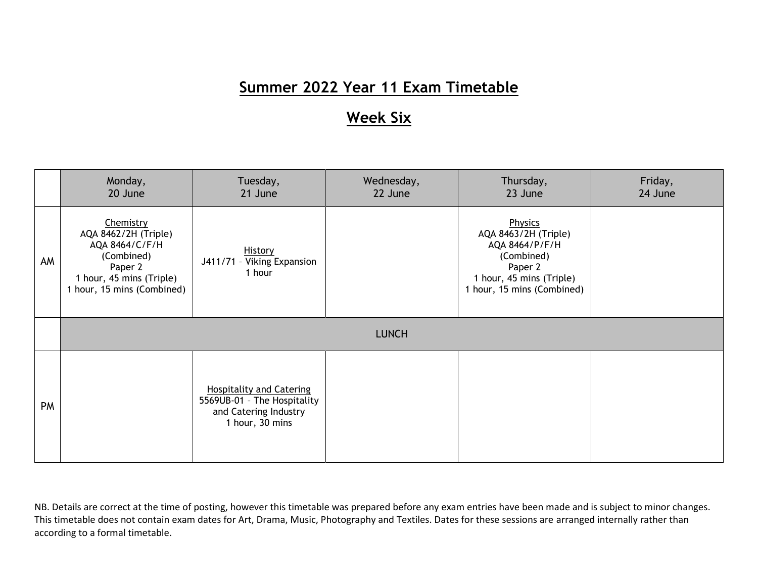# Summer 2022 Year 11 Exam Timetable

## Week Six

| | Monday, 20 June | Tuesday, 21 June | Wednesday, 22 June | Thursday, 23 June | Friday, 24 June |
|---|---|---|---|---|---|
| AM | Chemistry<br>AQA 8462/2H (Triple)<br>AQA 8464/C/F/H (Combined)<br>Paper 2<br>1 hour, 45 mins (Triple)<br>1 hour, 15 mins (Combined) | History<br>J411/71 – Viking Expansion<br>1 hour | | Physics<br>AQA 8463/2H (Triple)<br>AQA 8464/P/F/H (Combined)<br>Paper 2<br>1 hour, 45 mins (Triple)<br>1 hour, 15 mins (Combined) | |
| | LUNCH | | | | |
| PM | | Hospitality and Catering<br>5569UB-01 – The Hospitality and Catering Industry<br>1 hour, 30 mins | | | |

NB. Details are correct at the time of posting, however this timetable was prepared before any exam entries have been made and is subject to minor changes. This timetable does not contain exam dates for Art, Drama, Music, Photography and Textiles. Dates for these sessions are arranged internally rather than according to a formal timetable.